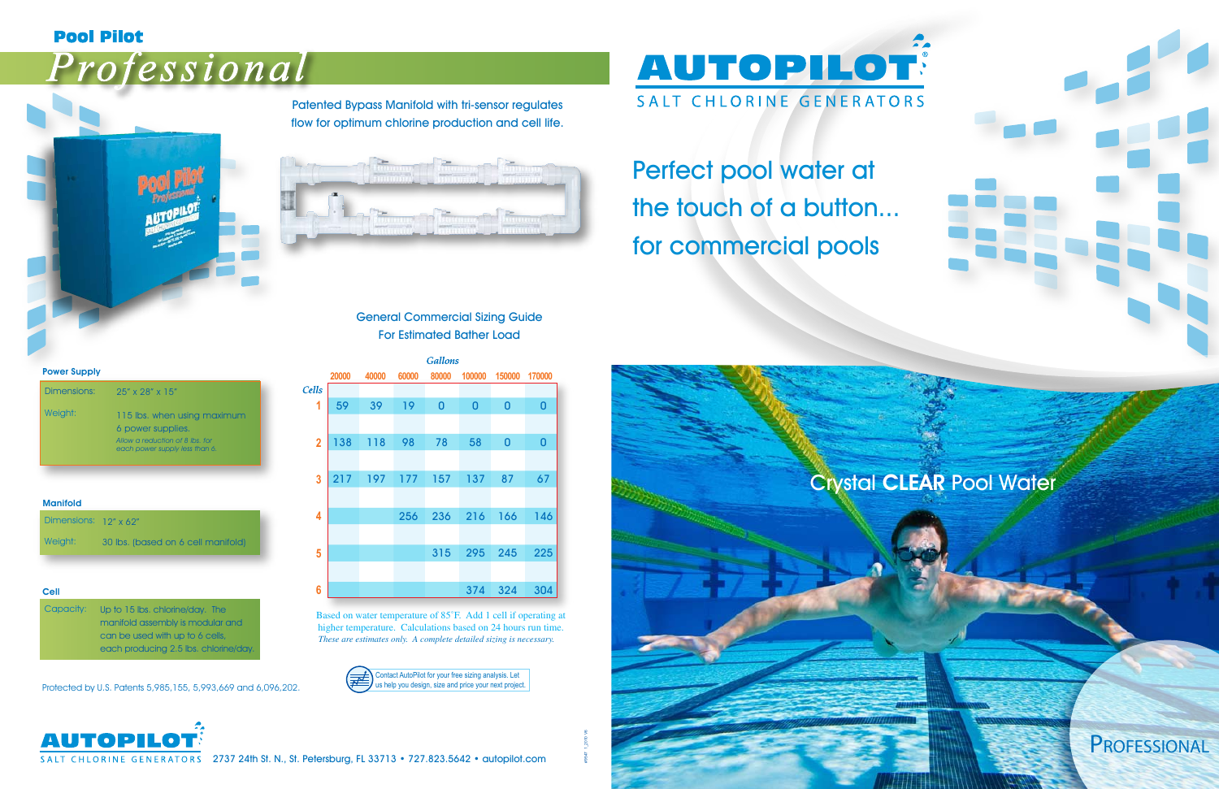# Pool Pilot Professional

# AUTOPILOT®

SALT CHLORINE GENERATORS

## Perfect pool water at the touch of a button... for commercial pools

Patented Bypass Manifold with tri-sensor regulates flow for optimum chlorine production and cell life.

### Power Supply

| | |
|---|---|
| Dimensions: | 25" x 28" x 15" |
| Weight: | 115 lbs. when using maximum 6 power supplies. *Allow a reduction of 8 lbs. for each power supply less than 6.* |

### Manifold

| | |
|---|---|
| Dimensions: | 12" x 62" |
| Weight: | 30 lbs. (based on 6 cell manifold) |

### Cell

| | |
|---|---|
| Capacity: | Up to 15 lbs. chlorine/day. The manifold assembly is modular and can be used with up to 6 cells, each producing 2.5 lbs. chlorine/day. |

Protected by U.S. Patents 5,985,155, 5,993,669 and 6,096,202.

### General Commercial Sizing Guide For Estimated Bather Load

| Cells | *Gallons* 20000 | 40000 | 60000 | 80000 | 100000 | 150000 | 170000 |
|---|---|---|---|---|---|---|---|
| 1 | 59 | 39 | 19 | 0 | 0 | 0 | 0 |
| 2 | 138 | 118 | 98 | 78 | 58 | 0 | 0 |
| 3 | 217 | 197 | 177 | 157 | 137 | 87 | 67 |
| 4 | | | 256 | 236 | 216 | 166 | 146 |
| 5 | | | | 315 | 295 | 245 | 225 |
| 6 | | | | 374 | 324 | 304 | |

Based on water temperature of 85˚F. Add 1 cell if operating at higher temperature. Calculations based on 24 hours run time.
*These are estimates only. A complete detailed sizing is necessary.*

Contact AutoPilot for your free sizing analysis. Let us help you design, size and price your next project.

Crystal **CLEAR** Pool Water

PROFESSIONAL

AUTOPILOT® SALT CHLORINE GENERATORS 2737 24th St. N., St. Petersburg, FL 33713 • 727.823.5642 • autopilot.com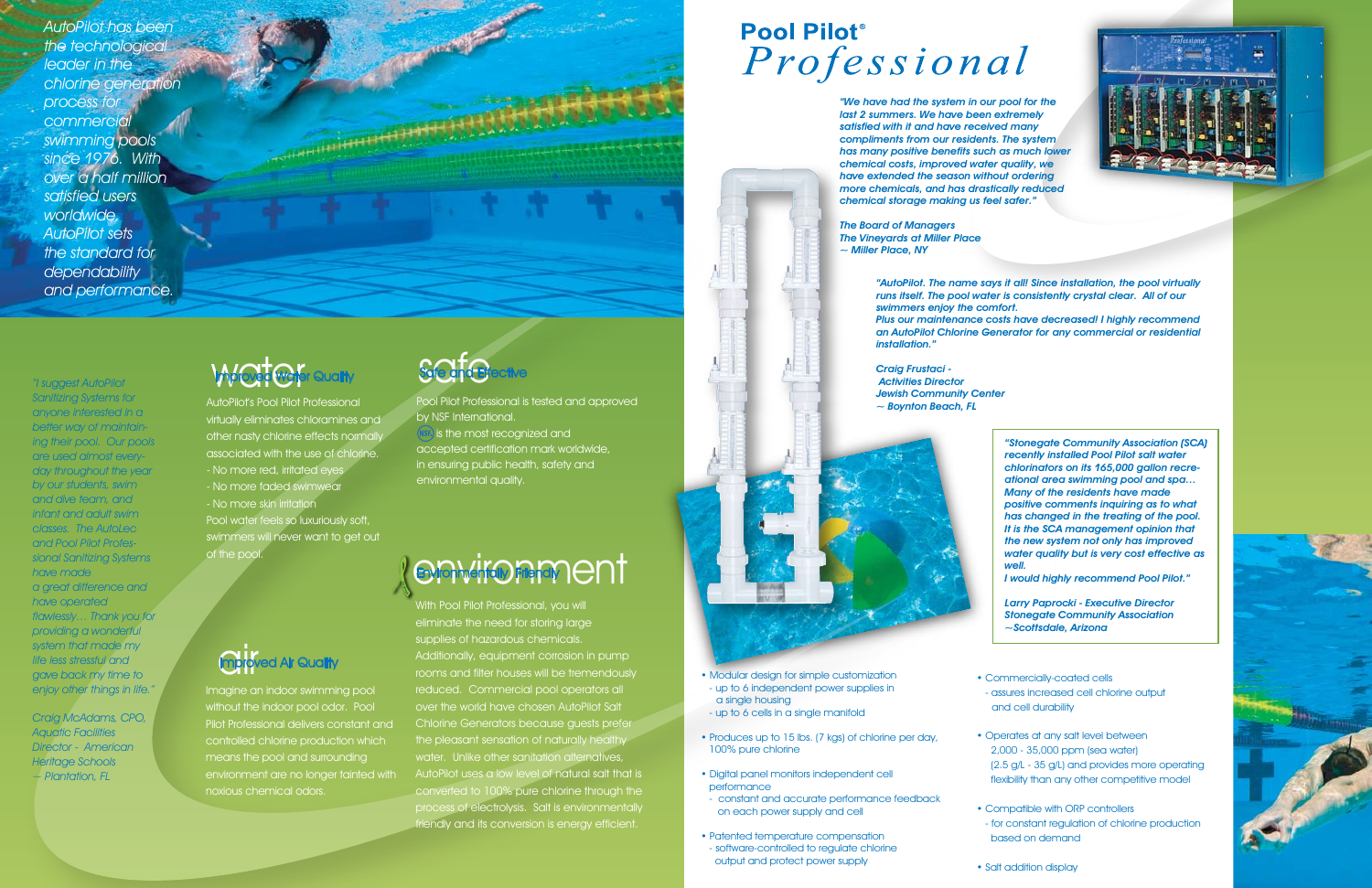*AutoPilot has been the technological leader in the chlorine generation process for commercial swimming pools since 1976. With over a half million satisfied users worldwide, AutoPilot sets the standard for dependability and performance.*

*"I suggest AutoPilot Sanitizing Systems for anyone interested in a better way of maintaining their pool. Our pools are used almost everyday throughout the year by our students, swim and dive team, and infant and adult swim classes. The AutoLec and Pool Pilot Professional Sanitizing Systems have made a great difference and have operated flawlessly… Thank you for providing a wonderful system that made my life less stressful and gave back my time to enjoy other things in life."*

*Craig McAdams, CPO, Aquatic Facilities Director - American Heritage Schools ~ Plantation, FL*

## water
### Improved Water Quality

AutoPilot's Pool Pilot Professional virtually eliminates chloramines and other nasty chlorine effects normally associated with the use of chlorine.

- No more red, irritated eyes
- No more faded swimwear
- No more skin irritation

Pool water feels so luxuriously soft, swimmers will never want to get out of the pool.

## air
### Improved Air Quality

Imagine an indoor swimming pool without the indoor pool odor. Pool Pilot Professional delivers constant and controlled chlorine production which means the pool and surrounding environment are no longer tainted with noxious chemical odors.

## safe
### Safe and Effective

Pool Pilot Professional is tested and approved by NSF International. NSF is the most recognized and accepted certification mark worldwide, in ensuring public health, safety and environmental quality.

## environment
### Environmentally Friendly

With Pool Pilot Professional, you will eliminate the need for storing large supplies of hazardous chemicals. Additionally, equipment corrosion in pump rooms and filter houses will be tremendously reduced. Commercial pool operators all over the world have chosen AutoPilot Salt Chlorine Generators because guests prefer the pleasant sensation of naturally healthy water. Unlike other sanitation alternatives, AutoPilot uses a low level of natural salt that is converted to 100% pure chlorine through the process of electrolysis. Salt is environmentally friendly and its conversion is energy efficient.

# Pool Pilot® *Professional*

***"We have had the system in our pool for the last 2 summers. We have been extremely satisfied with it and have received many compliments from our residents. The system has many positive benefits such as much lower chemical costs, improved water quality, we have extended the season without ordering more chemicals, and has drastically reduced chemical storage making us feel safer."***

***The Board of Managers***
***The Vineyards at Miller Place***
***~ Miller Place, NY***

***"AutoPilot. The name says it all! Since installation, the pool virtually runs itself. The pool water is consistently crystal clear. All of our swimmers enjoy the comfort.***
***Plus our maintenance costs have decreased! I highly recommend an AutoPilot Chlorine Generator for any commercial or residential installation."***

***Craig Frustaci -***
***Activities Director***
***Jewish Community Center***
***~ Boynton Beach, FL***

***"Stonegate Community Association (SCA) recently installed Pool Pilot salt water chlorinators on its 165,000 gallon recreational area swimming pool and spa… Many of the residents have made positive comments inquiring as to what has changed in the treating of the pool. It is the SCA management opinion that the new system not only has improved water quality but is very cost effective as well.***
***I would highly recommend Pool Pilot."***

***Larry Paprocki - Executive Director***
***Stonegate Community Association***
***~Scottsdale, Arizona***

- Modular design for simple customization
  - up to 6 independent power supplies in a single housing
  - up to 6 cells in a single manifold
- Produces up to 15 lbs. (7 kgs) of chlorine per day, 100% pure chlorine
- Digital panel monitors independent cell performance
  - constant and accurate performance feedback on each power supply and cell
- Patented temperature compensation
  - software-controlled to regulate chlorine output and protect power supply
- Commercially-coated cells
  - assures increased cell chlorine output and cell durability
- Operates at any salt level between 2,000 - 35,000 ppm (sea water) (2.5 g/L - 35 g/L) and provides more operating flexibility than any other competitive model
- Compatible with ORP controllers
  - for constant regulation of chlorine production based on demand
- Salt addition display